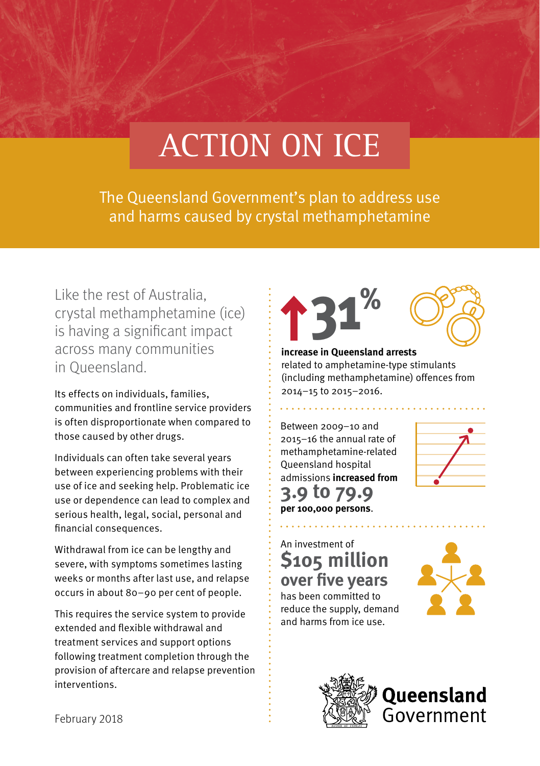# ACTION ON ICE

## The Queensland Government's plan to address use and harms caused by crystal methamphetamine

Like the rest of Australia, crystal methamphetamine (ice) is having a significant impact across many communities in Queensland.

Its effects on individuals, families, communities and frontline service providers is often disproportionate when compared to those caused by other drugs.

Individuals can often take several years between experiencing problems with their use of ice and seeking help. Problematic ice use or dependence can lead to complex and serious health, legal, social, personal and financial consequences.

Withdrawal from ice can be lengthy and severe, with symptoms sometimes lasting weeks or months after last use, and relapse occurs in about 80–90 per cent of people.

This requires the service system to provide extended and flexible withdrawal and treatment services and support options following treatment completion through the provision of aftercare and relapse prevention interventions.

February 2018

**↑31%**

**increase in Queensland arrests** related to amphetamine-type stimulants (including methamphetamine) offences from 2014–15 to 2015–2016.

Between 2009–10 and 2015–16 the annual rate of methamphetamine-related Queensland hospital admissions **increased from 3.9 to 79.9 per 100,000 persons**.

An investment of **$105 million over five years** has been committed to reduce the supply, demand and harms from ice use.

Queensland Government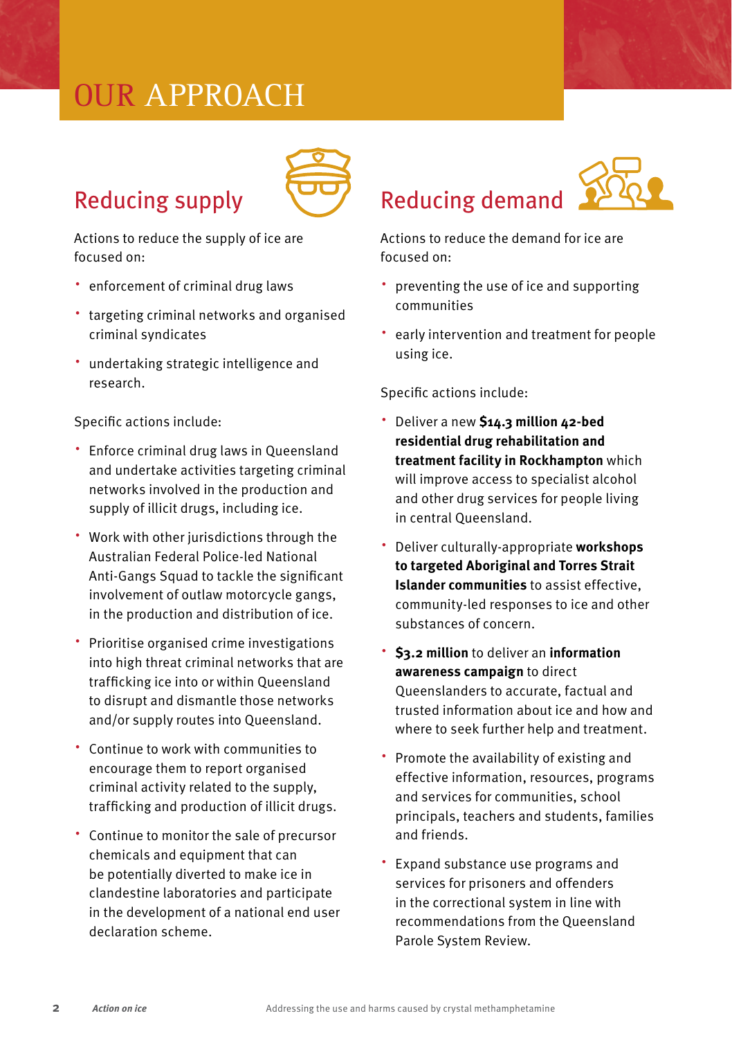# OUR APPROACH

## Reducing supply

Actions to reduce the supply of ice are focused on:

- enforcement of criminal drug laws
- targeting criminal networks and organised criminal syndicates
- undertaking strategic intelligence and research.

Specific actions include:

- Enforce criminal drug laws in Queensland and undertake activities targeting criminal networks involved in the production and supply of illicit drugs, including ice.
- Work with other jurisdictions through the Australian Federal Police-led National Anti-Gangs Squad to tackle the significant involvement of outlaw motorcycle gangs, in the production and distribution of ice.
- Prioritise organised crime investigations into high threat criminal networks that are trafficking ice into or within Queensland to disrupt and dismantle those networks and/or supply routes into Queensland.
- Continue to work with communities to encourage them to report organised criminal activity related to the supply, trafficking and production of illicit drugs.
- Continue to monitor the sale of precursor chemicals and equipment that can be potentially diverted to make ice in clandestine laboratories and participate in the development of a national end user declaration scheme.

## Reducing demand

Actions to reduce the demand for ice are focused on:

- preventing the use of ice and supporting communities
- early intervention and treatment for people using ice.

Specific actions include:

- Deliver a new **$14.3 million 42-bed residential drug rehabilitation and treatment facility in Rockhampton** which will improve access to specialist alcohol and other drug services for people living in central Queensland.
- Deliver culturally-appropriate **workshops to targeted Aboriginal and Torres Strait Islander communities** to assist effective, community-led responses to ice and other substances of concern.
- **$3.2 million** to deliver an **information awareness campaign** to direct Queenslanders to accurate, factual and trusted information about ice and how and where to seek further help and treatment.
- Promote the availability of existing and effective information, resources, programs and services for communities, school principals, teachers and students, families and friends.
- Expand substance use programs and services for prisoners and offenders in the correctional system in line with recommendations from the Queensland Parole System Review.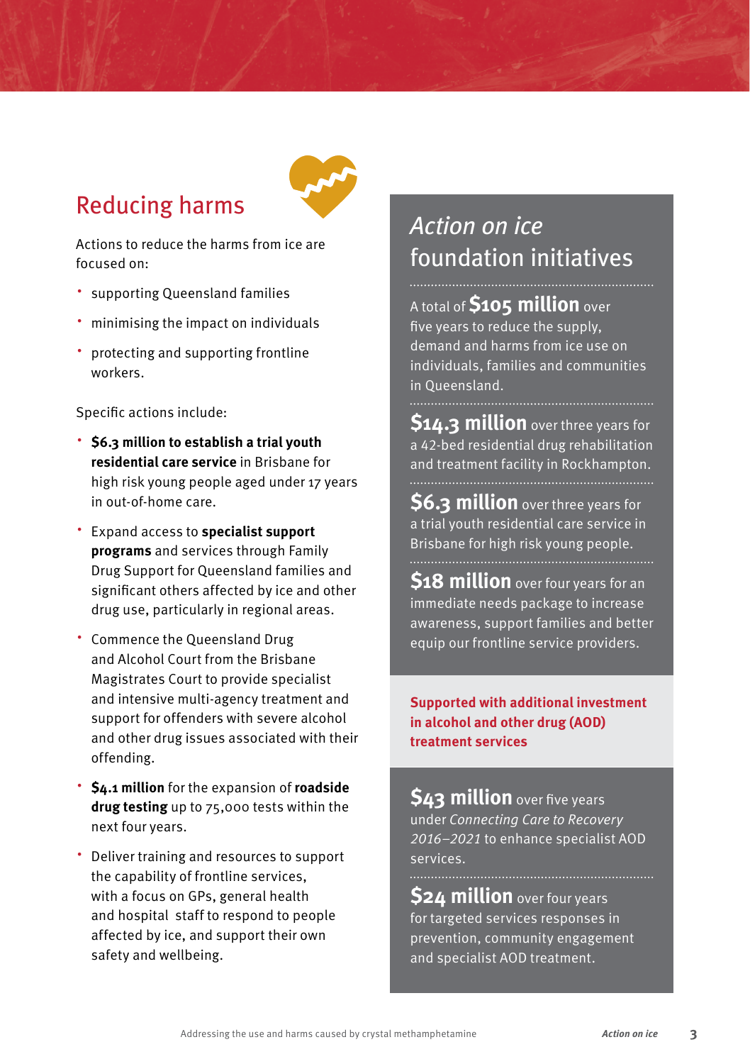## Reducing harms

Actions to reduce the harms from ice are focused on:

- supporting Queensland families
- minimising the impact on individuals
- protecting and supporting frontline workers.

Specific actions include:

- **$6.3 million to establish a trial youth residential care service** in Brisbane for high risk young people aged under 17 years in out-of-home care.
- Expand access to **specialist support programs** and services through Family Drug Support for Queensland families and significant others affected by ice and other drug use, particularly in regional areas.
- Commence the Queensland Drug and Alcohol Court from the Brisbane Magistrates Court to provide specialist and intensive multi-agency treatment and support for offenders with severe alcohol and other drug issues associated with their offending.
- **$4.1 million** for the expansion of **roadside drug testing** up to 75,000 tests within the next four years.
- Deliver training and resources to support the capability of frontline services, with a focus on GPs, general health and hospital staff to respond to people affected by ice, and support their own safety and wellbeing.

## *Action on ice* foundation initiatives

A total of **$105 million** over five years to reduce the supply, demand and harms from ice use on individuals, families and communities in Queensland.

**$14.3 million** over three years for a 42-bed residential drug rehabilitation and treatment facility in Rockhampton.

**$6.3 million** over three years for a trial youth residential care service in Brisbane for high risk young people.

**$18 million** over four years for an immediate needs package to increase awareness, support families and better equip our frontline service providers.

**Supported with additional investment in alcohol and other drug (AOD) treatment services**

**$43 million** over five years under *Connecting Care to Recovery 2016–2021* to enhance specialist AOD services.

**$24 million** over four years for targeted services responses in prevention, community engagement and specialist AOD treatment.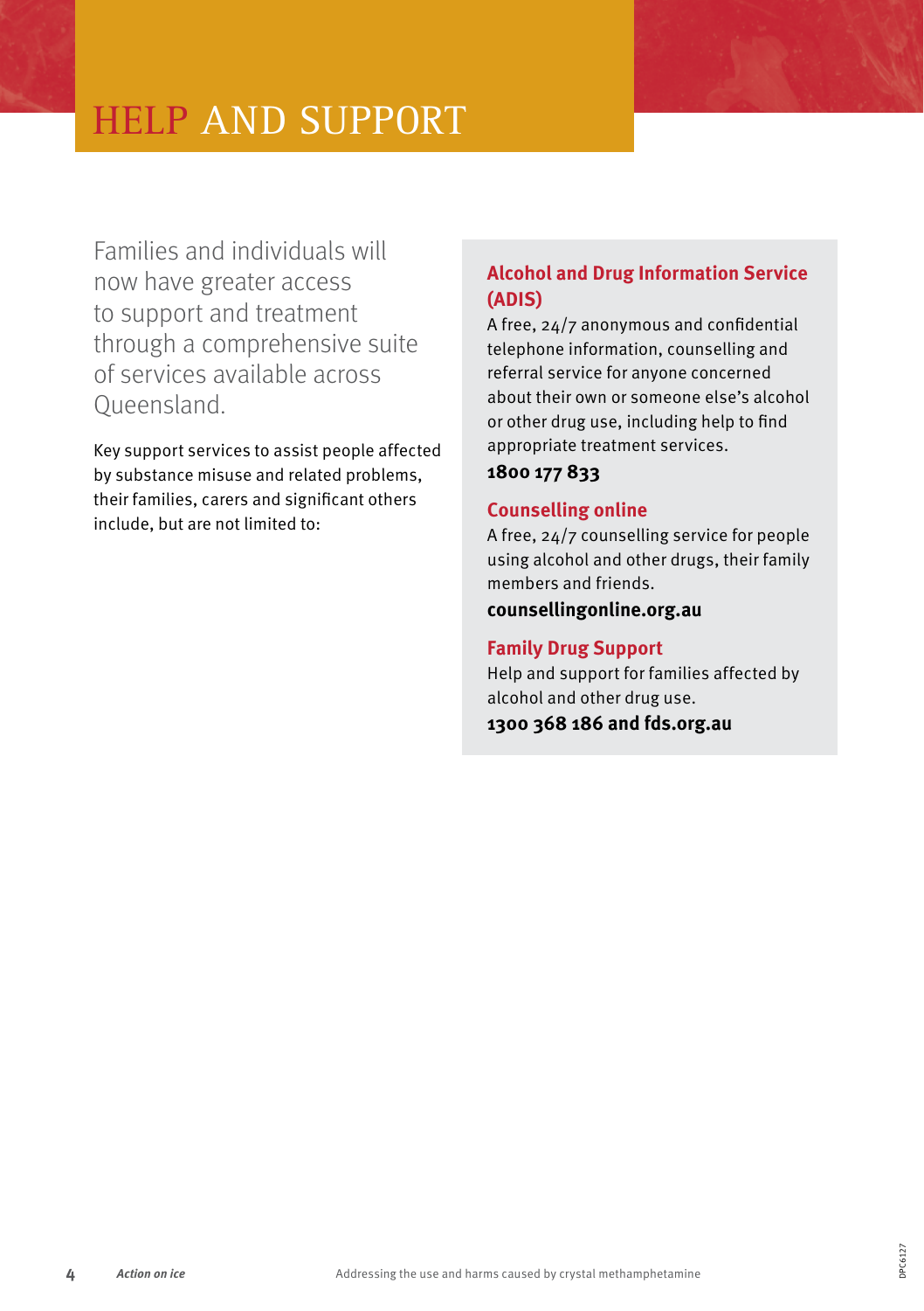# HELP AND SUPPORT

Families and individuals will now have greater access to support and treatment through a comprehensive suite of services available across Queensland.

Key support services to assist people affected by substance misuse and related problems, their families, carers and significant others include, but are not limited to:

### Alcohol and Drug Information Service (ADIS)

A free, 24/7 anonymous and confidential telephone information, counselling and referral service for anyone concerned about their own or someone else's alcohol or other drug use, including help to find appropriate treatment services.

**1800 177 833**

### Counselling online

A free, 24/7 counselling service for people using alcohol and other drugs, their family members and friends.

**counsellingonline.org.au**

### Family Drug Support

Help and support for families affected by alcohol and other drug use.

**1300 368 186 and fds.org.au**